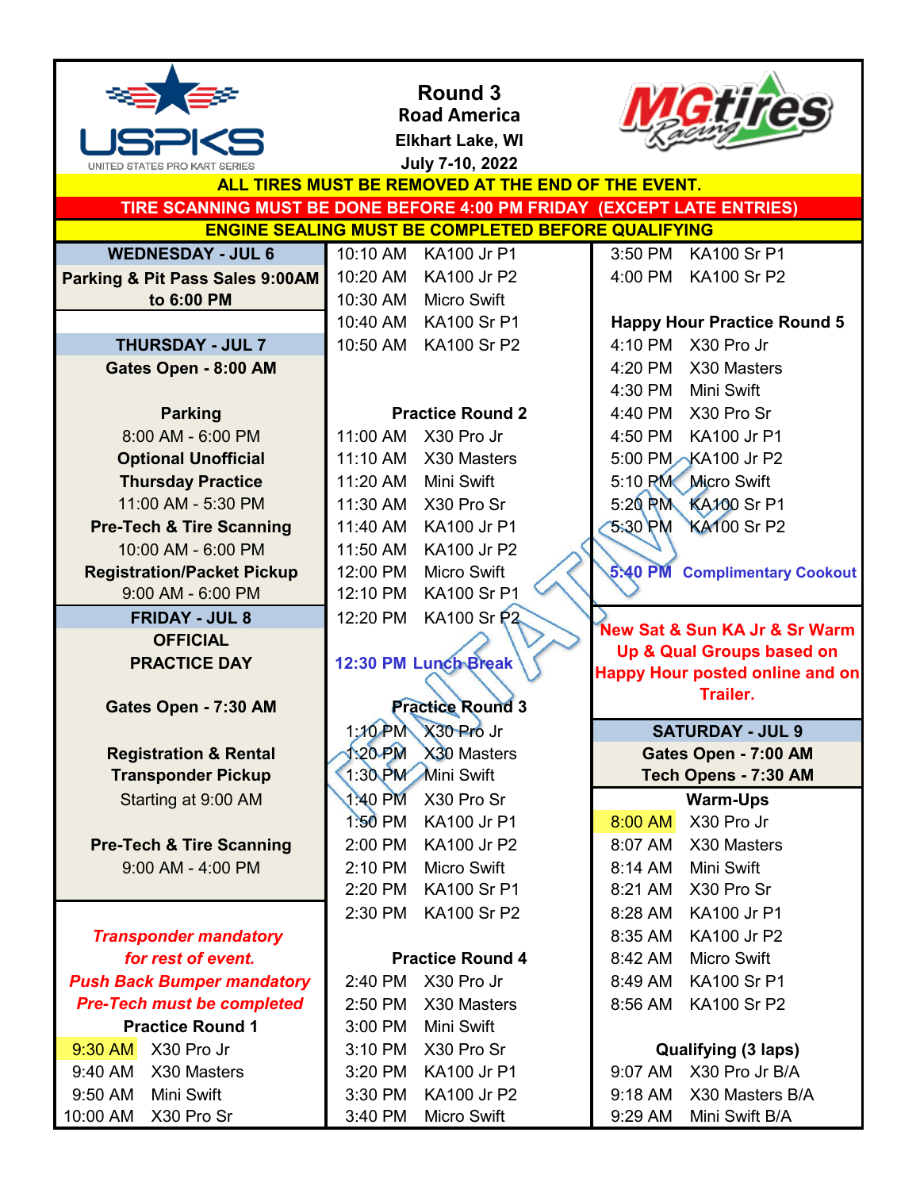# Round 3
## Road America
**Elkhart Lake, WI**

**July 7-10, 2022**

**ALL TIRES MUST BE REMOVED AT THE END OF THE EVENT.**

**TIRE SCANNING MUST BE DONE BEFORE 4:00 PM FRIDAY (EXCEPT LATE ENTRIES)**

**ENGINE SEALING MUST BE COMPLETED BEFORE QUALIFYING**

TENTATIVE

### WEDNESDAY - JUL 6

**Parking & Pit Pass Sales 9:00AM to 6:00 PM**

### THURSDAY - JUL 7

**Gates Open - 8:00 AM**

**Parking**
8:00 AM - 6:00 PM

**Optional Unofficial Thursday Practice**
11:00 AM - 5:30 PM

**Pre-Tech & Tire Scanning**
10:00 AM - 6:00 PM

**Registration/Packet Pickup**
9:00 AM - 6:00 PM

### FRIDAY - JUL 8

**OFFICIAL PRACTICE DAY**

**Gates Open - 7:30 AM**

**Registration & Rental Transponder Pickup**
Starting at 9:00 AM

**Pre-Tech & Tire Scanning**
9:00 AM - 4:00 PM

***Transponder mandatory for rest of event.***
***Push Back Bumper mandatory***
***Pre-Tech must be completed***

**Practice Round 1**

| Time | Class |
|---|---|
| 9:30 AM | X30 Pro Jr |
| 9:40 AM | X30 Masters |
| 9:50 AM | Mini Swift |
| 10:00 AM | X30 Pro Sr |
| 10:10 AM | KA100 Jr P1 |
| 10:20 AM | KA100 Jr P2 |
| 10:30 AM | Micro Swift |
| 10:40 AM | KA100 Sr P1 |
| 10:50 AM | KA100 Sr P2 |

**Practice Round 2**

| Time | Class |
|---|---|
| 11:00 AM | X30 Pro Jr |
| 11:10 AM | X30 Masters |
| 11:20 AM | Mini Swift |
| 11:30 AM | X30 Pro Sr |
| 11:40 AM | KA100 Jr P1 |
| 11:50 AM | KA100 Jr P2 |
| 12:00 PM | Micro Swift |
| 12:10 PM | KA100 Sr P1 |
| 12:20 PM | KA100 Sr P2 |

**12:30 PM Lunch Break**

**Practice Round 3**

| Time | Class |
|---|---|
| 1:10 PM | X30 Pro Jr |
| 1:20 PM | X30 Masters |
| 1:30 PM | Mini Swift |
| 1:40 PM | X30 Pro Sr |
| 1:50 PM | KA100 Jr P1 |
| 2:00 PM | KA100 Jr P2 |
| 2:10 PM | Micro Swift |
| 2:20 PM | KA100 Sr P1 |
| 2:30 PM | KA100 Sr P2 |

**Practice Round 4**

| Time | Class |
|---|---|
| 2:40 PM | X30 Pro Jr |
| 2:50 PM | X30 Masters |
| 3:00 PM | Mini Swift |
| 3:10 PM | X30 Pro Sr |
| 3:20 PM | KA100 Jr P1 |
| 3:30 PM | KA100 Jr P2 |
| 3:40 PM | Micro Swift |
| 3:50 PM | KA100 Sr P1 |
| 4:00 PM | KA100 Sr P2 |

**Happy Hour Practice Round 5**

| Time | Class |
|---|---|
| 4:10 PM | X30 Pro Jr |
| 4:20 PM | X30 Masters |
| 4:30 PM | Mini Swift |
| 4:40 PM | X30 Pro Sr |
| 4:50 PM | KA100 Jr P1 |
| 5:00 PM | KA100 Jr P2 |
| 5:10 PM | Micro Swift |
| 5:20 PM | KA100 Sr P1 |
| 5:30 PM | KA100 Sr P2 |

**5:40 PM Complimentary Cookout**

**New Sat & Sun KA Jr & Sr Warm Up & Qual Groups based on Happy Hour posted online and on Trailer.**

### SATURDAY - JUL 9

**Gates Open - 7:00 AM**
**Tech Opens - 7:30 AM**

**Warm-Ups**

| Time | Class |
|---|---|
| 8:00 AM | X30 Pro Jr |
| 8:07 AM | X30 Masters |
| 8:14 AM | Mini Swift |
| 8:21 AM | X30 Pro Sr |
| 8:28 AM | KA100 Jr P1 |
| 8:35 AM | KA100 Jr P2 |
| 8:42 AM | Micro Swift |
| 8:49 AM | KA100 Sr P1 |
| 8:56 AM | KA100 Sr P2 |

**Qualifying (3 laps)**

| Time | Class |
|---|---|
| 9:07 AM | X30 Pro Jr B/A |
| 9:18 AM | X30 Masters B/A |
| 9:29 AM | Mini Swift B/A |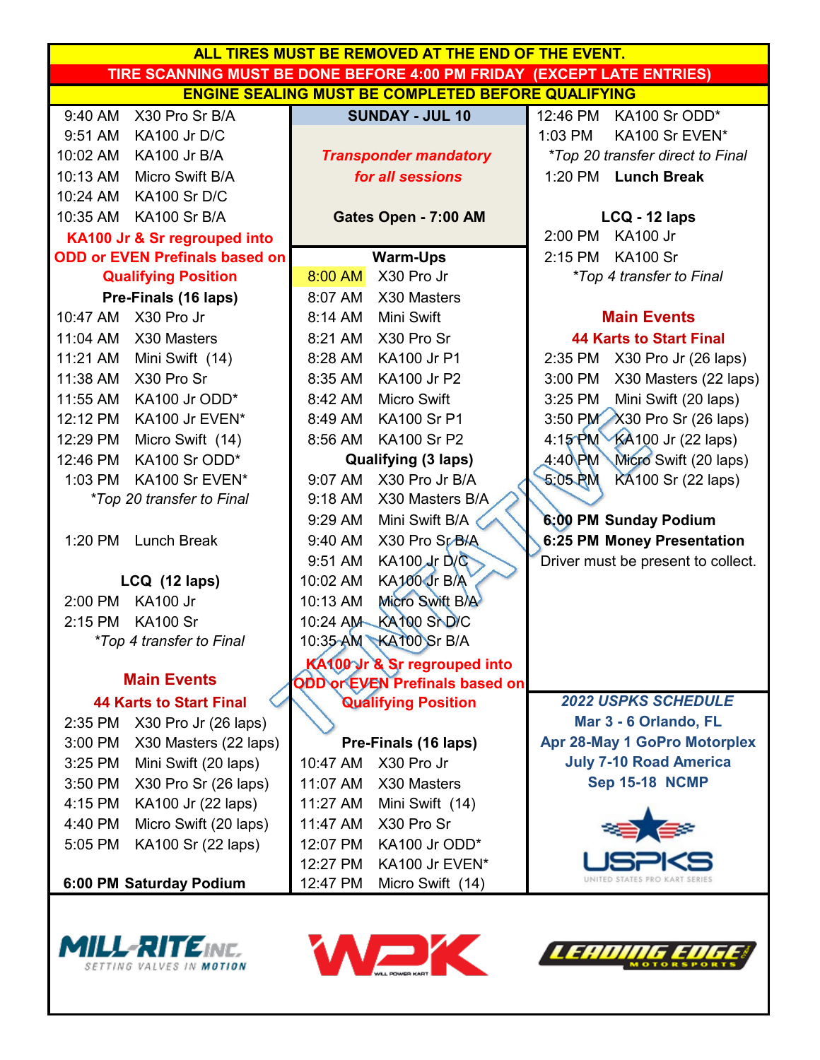**ALL TIRES MUST BE REMOVED AT THE END OF THE EVENT.**

**TIRE SCANNING MUST BE DONE BEFORE 4:00 PM FRIDAY (EXCEPT LATE ENTRIES)**

**ENGINE SEALING MUST BE COMPLETED BEFORE QUALIFYING**

9:40 AM X30 Pro Sr B/A
9:51 AM KA100 Jr D/C
10:02 AM KA100 Jr B/A
10:13 AM Micro Swift B/A
10:24 AM KA100 Sr D/C
10:35 AM KA100 Sr B/A

**KA100 Jr & Sr regrouped into ODD or EVEN Prefinals based on Qualifying Position**

**Pre-Finals (16 laps)**

10:47 AM X30 Pro Jr
11:04 AM X30 Masters
11:21 AM Mini Swift (14)
11:38 AM X30 Pro Sr
11:55 AM KA100 Jr ODD*
12:12 PM KA100 Jr EVEN*
12:29 PM Micro Swift (14)
12:46 PM KA100 Sr ODD*
1:03 PM KA100 Sr EVEN*

*\*Top 20 transfer to Final*

1:20 PM Lunch Break

**LCQ (12 laps)**

2:00 PM KA100 Jr
2:15 PM KA100 Sr

*\*Top 4 transfer to Final*

**Main Events**

**44 Karts to Start Final**

2:35 PM X30 Pro Jr (26 laps)
3:00 PM X30 Masters (22 laps)
3:25 PM Mini Swift (20 laps)
3:50 PM X30 Pro Sr (26 laps)
4:15 PM KA100 Jr (22 laps)
4:40 PM Micro Swift (20 laps)
5:05 PM KA100 Sr (22 laps)

**6:00 PM Saturday Podium**

## SUNDAY - JUL 10

***Transponder mandatory for all sessions***

**Gates Open - 7:00 AM**

**Warm-Ups**

8:00 AM X30 Pro Jr
8:07 AM X30 Masters
8:14 AM Mini Swift
8:21 AM X30 Pro Sr
8:28 AM KA100 Jr P1
8:35 AM KA100 Jr P2
8:42 AM Micro Swift
8:49 AM KA100 Sr P1
8:56 AM KA100 Sr P2

**Qualifying (3 laps)**

9:07 AM X30 Pro Jr B/A
9:18 AM X30 Masters B/A
9:29 AM Mini Swift B/A
9:40 AM X30 Pro Sr B/A
9:51 AM KA100 Jr D/C
10:02 AM KA100 Jr B/A
10:13 AM Micro Swift B/A
10:24 AM KA100 Sr D/C
10:35 AM KA100 Sr B/A

**KA100 Jr & Sr regrouped into ODD or EVEN Prefinals based on Qualifying Position**

**Pre-Finals (16 laps)**

10:47 AM X30 Pro Jr
11:07 AM X30 Masters
11:27 AM Mini Swift (14)
11:47 AM X30 Pro Sr
12:07 PM KA100 Jr ODD*
12:27 PM KA100 Jr EVEN*
12:47 PM Micro Swift (14)
12:46 PM KA100 Sr ODD*
1:03 PM KA100 Sr EVEN*

*\*Top 20 transfer direct to Final*

1:20 PM **Lunch Break**

**LCQ - 12 laps**

2:00 PM KA100 Jr
2:15 PM KA100 Sr

*\*Top 4 transfer to Final*

**Main Events**

**44 Karts to Start Final**

2:35 PM X30 Pro Jr (26 laps)
3:00 PM X30 Masters (22 laps)
3:25 PM Mini Swift (20 laps)
3:50 PM X30 Pro Sr (26 laps)
4:15 PM KA100 Jr (22 laps)
4:40 PM Micro Swift (20 laps)
5:05 PM KA100 Sr (22 laps)

**6:00 PM Sunday Podium**
**6:25 PM Money Presentation**
Driver must be present to collect.

TENTATIVE

***2022 USPKS SCHEDULE***

**Mar 3 - 6 Orlando, FL**
**Apr 28-May 1 GoPro Motorplex**
**July 7-10 Road America**
**Sep 15-18 NCMP**

USPKS UNITED STATES PRO KART SERIES

MILL-RITE INC. SETTING VALVES IN MOTION

WPK WILL POWER KART

LEADING EDGE MOTORSPORTS